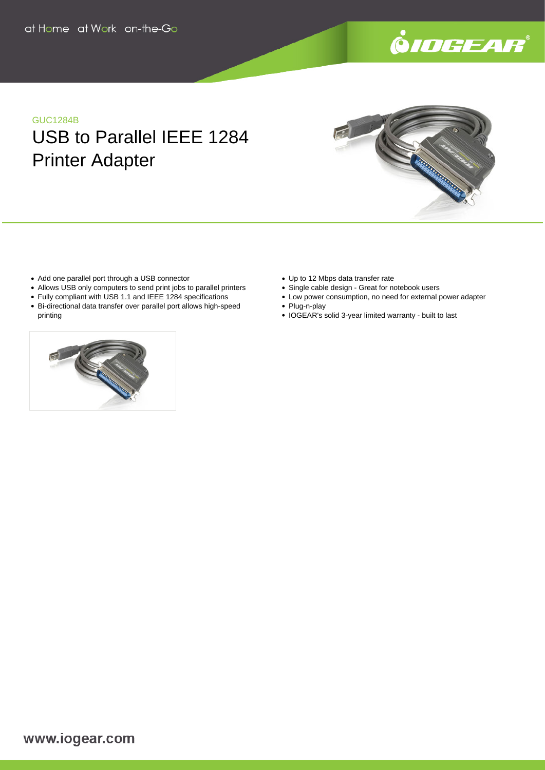at Home at Work on-the-Go

GUC1284B

# USB to Parallel IEEE 1284 Printer Adapter

- Add one parallel port through a USB connector
- Allows USB only computers to send print jobs to parallel printers
- Fully compliant with USB 1.1 and IEEE 1284 specifications
- Bi-directional data transfer over parallel port allows high-speed printing
- Up to 12 Mbps data transfer rate
- Single cable design - Great for notebook users
- Low power consumption, no need for external power adapter
- Plug-n-play
- IOGEAR's solid 3-year limited warranty - built to last

www.iogear.com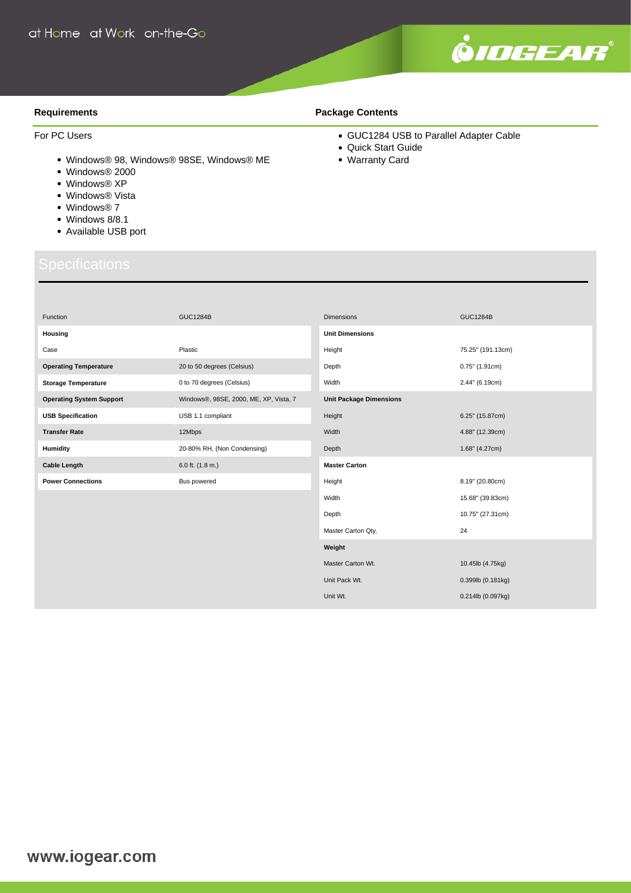at Home at Work on-the-Go

## Requirements

For PC Users

- Windows® 98, Windows® 98SE, Windows® ME
- Windows® 2000
- Windows® XP
- Windows® Vista
- Windows® 7
- Windows 8/8.1
- Available USB port

## Package Contents

- GUC1284 USB to Parallel Adapter Cable
- Quick Start Guide
- Warranty Card

## Specifications

| Function | GUC1284B |
|---|---|
| **Housing** | |
| Case | Plastic |
| **Operating Temperature** | 20 to 50 degrees (Celsius) |
| **Storage Temperature** | 0 to 70 degrees (Celsius) |
| **Operating System Support** | Windows®, 98SE, 2000, ME, XP, Vista, 7 |
| **USB Specification** | USB 1.1 compliant |
| **Transfer Rate** | 12Mbps |
| **Humidity** | 20-80% RH, (Non Condensing) |
| **Cable Length** | 6.0 ft. (1.8 m.) |
| **Power Connections** | Bus powered |

| Dimensions | GUC1284B |
|---|---|
| **Unit Dimensions** | |
| Height | 75.25" (191.13cm) |
| Depth | 0.75" (1.91cm) |
| Width | 2.44" (6.19cm) |
| **Unit Package Dimensions** | |
| Height | 6.25" (15.87cm) |
| Width | 4.88" (12.39cm) |
| Depth | 1.68" (4.27cm) |
| **Master Carton** | |
| Height | 8.19" (20.80cm) |
| Width | 15.68" (39.83cm) |
| Depth | 10.75" (27.31cm) |
| Master Carton Qty. | 24 |
| **Weight** | |
| Master Carton Wt. | 10.45lb (4.75kg) |
| Unit Pack Wt. | 0.399lb (0.181kg) |
| Unit Wt. | 0.214lb (0.097kg) |

www.iogear.com